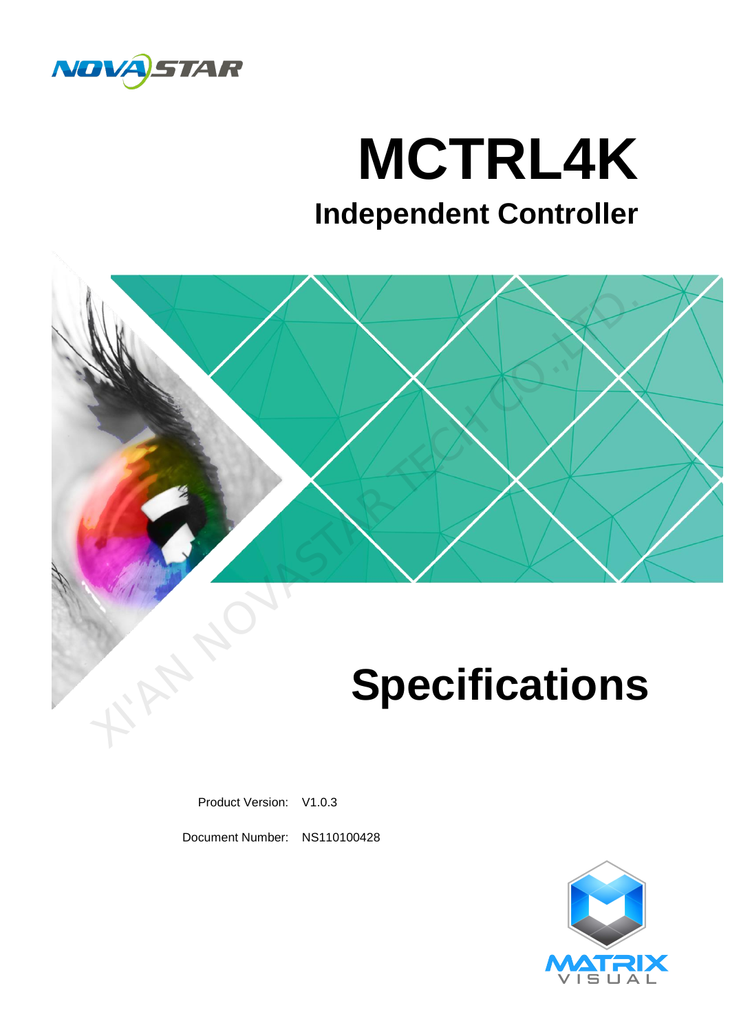# MCTRL4K

## Independent Controller

# Specifications

Product Version: V1.0.3

Document Number: NS110100428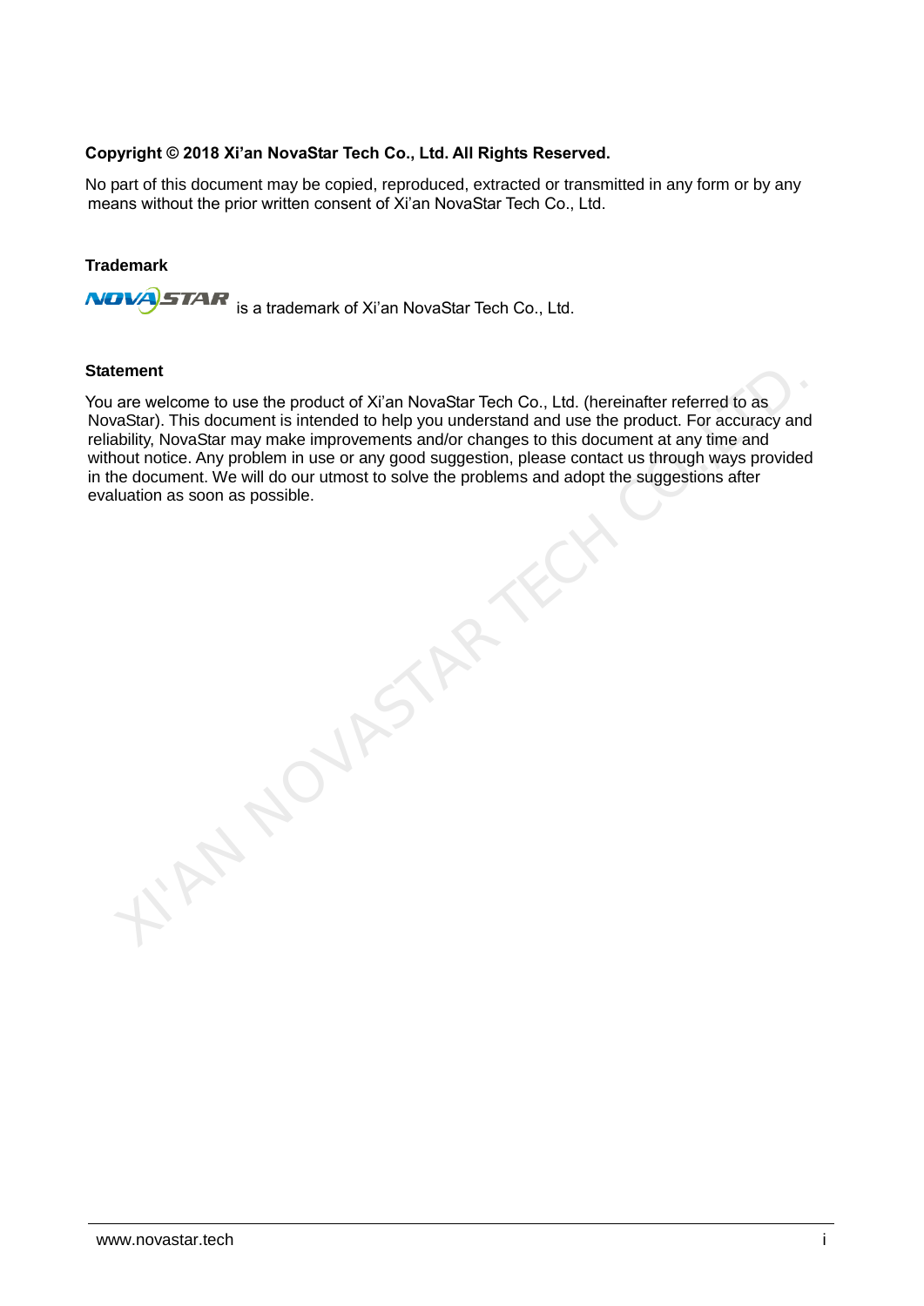**Copyright © 2018 Xi'an NovaStar Tech Co., Ltd. All Rights Reserved.**

No part of this document may be copied, reproduced, extracted or transmitted in any form or by any means without the prior written consent of Xi'an NovaStar Tech Co., Ltd.

### Trademark

NOVASTAR is a trademark of Xi'an NovaStar Tech Co., Ltd.

### Statement

You are welcome to use the product of Xi'an NovaStar Tech Co., Ltd. (hereinafter referred to as NovaStar). This document is intended to help you understand and use the product. For accuracy and reliability, NovaStar may make improvements and/or changes to this document at any time and without notice. Any problem in use or any good suggestion, please contact us through ways provided in the document. We will do our utmost to solve the problems and adopt the suggestions after evaluation as soon as possible.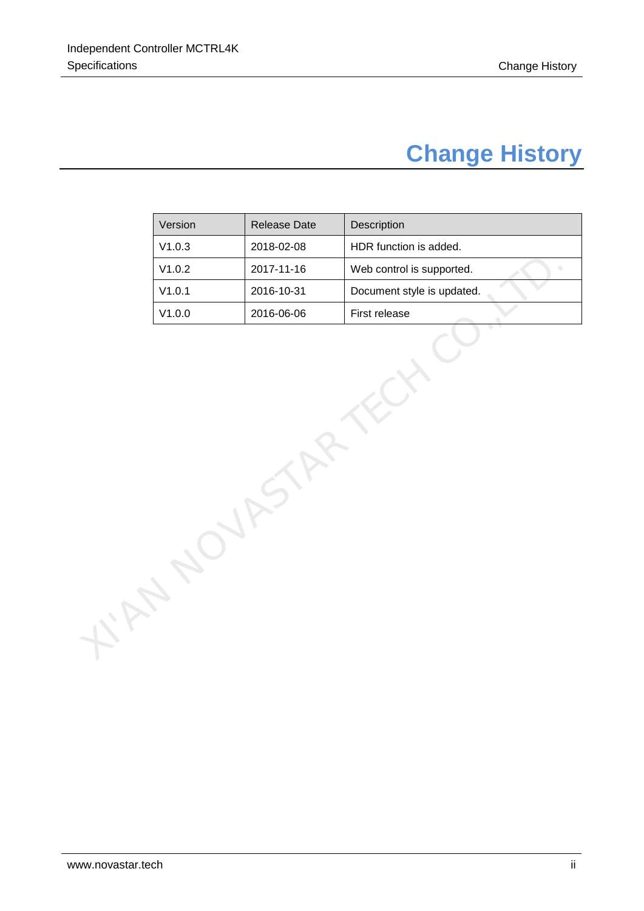# Change History

| Version | Release Date | Description |
| --- | --- | --- |
| V1.0.3 | 2018-02-08 | HDR function is added. |
| V1.0.2 | 2017-11-16 | Web control is supported. |
| V1.0.1 | 2016-10-31 | Document style is updated. |
| V1.0.0 | 2016-06-06 | First release |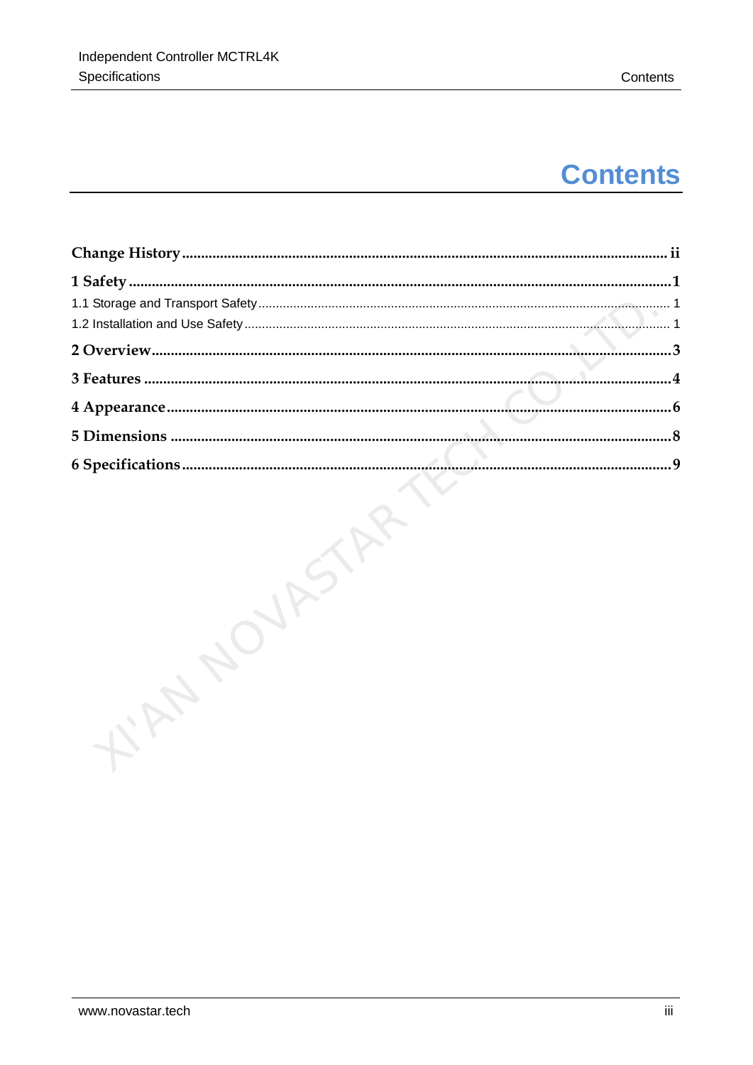# Contents

**Change History** ........................................................ ii

**1 Safety** ........................................................ 1

1.1 Storage and Transport Safety ........................................................ 1

1.2 Installation and Use Safety ........................................................ 1

**2 Overview** ........................................................ 3

**3 Features** ........................................................ 4

**4 Appearance** ........................................................ 6

**5 Dimensions** ........................................................ 8

**6 Specifications** ........................................................ 9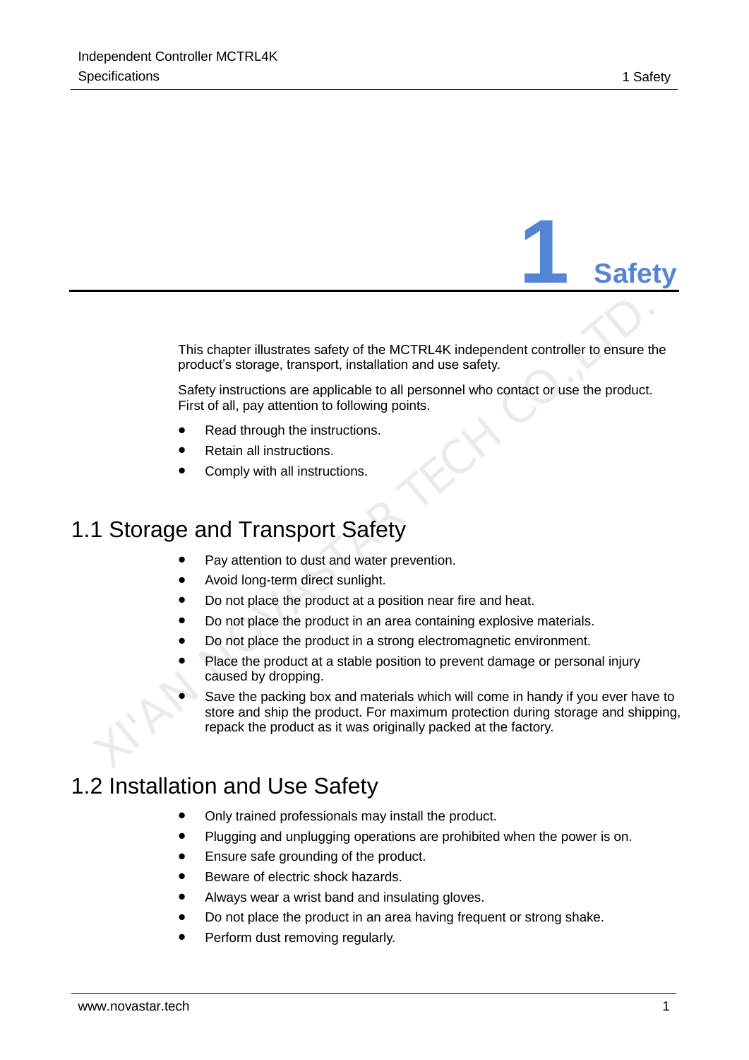# 1 Safety

This chapter illustrates safety of the MCTRL4K independent controller to ensure the product's storage, transport, installation and use safety.

Safety instructions are applicable to all personnel who contact or use the product. First of all, pay attention to following points.

- Read through the instructions.
- Retain all instructions.
- Comply with all instructions.

## 1.1 Storage and Transport Safety

- Pay attention to dust and water prevention.
- Avoid long-term direct sunlight.
- Do not place the product at a position near fire and heat.
- Do not place the product in an area containing explosive materials.
- Do not place the product in a strong electromagnetic environment.
- Place the product at a stable position to prevent damage or personal injury caused by dropping.
- Save the packing box and materials which will come in handy if you ever have to store and ship the product. For maximum protection during storage and shipping, repack the product as it was originally packed at the factory.

## 1.2 Installation and Use Safety

- Only trained professionals may install the product.
- Plugging and unplugging operations are prohibited when the power is on.
- Ensure safe grounding of the product.
- Beware of electric shock hazards.
- Always wear a wrist band and insulating gloves.
- Do not place the product in an area having frequent or strong shake.
- Perform dust removing regularly.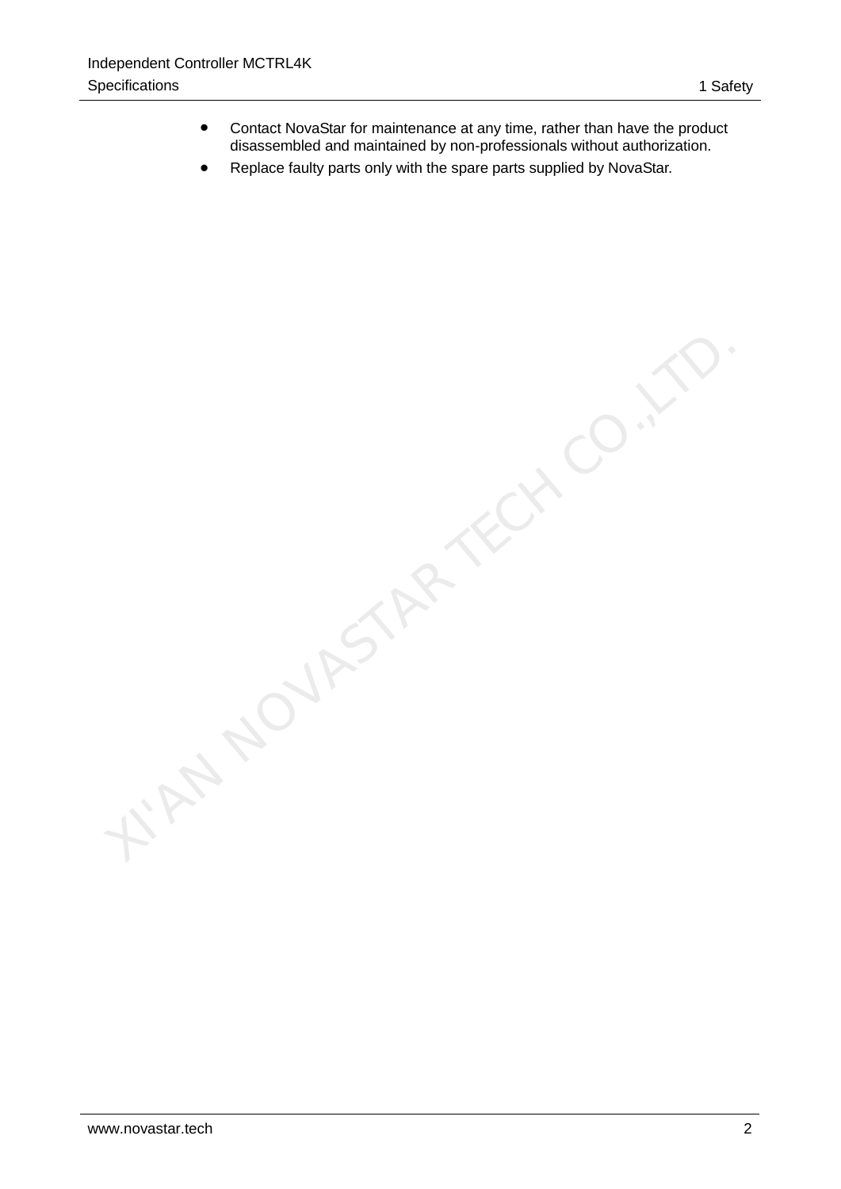- Contact NovaStar for maintenance at any time, rather than have the product disassembled and maintained by non-professionals without authorization.
- Replace faulty parts only with the spare parts supplied by NovaStar.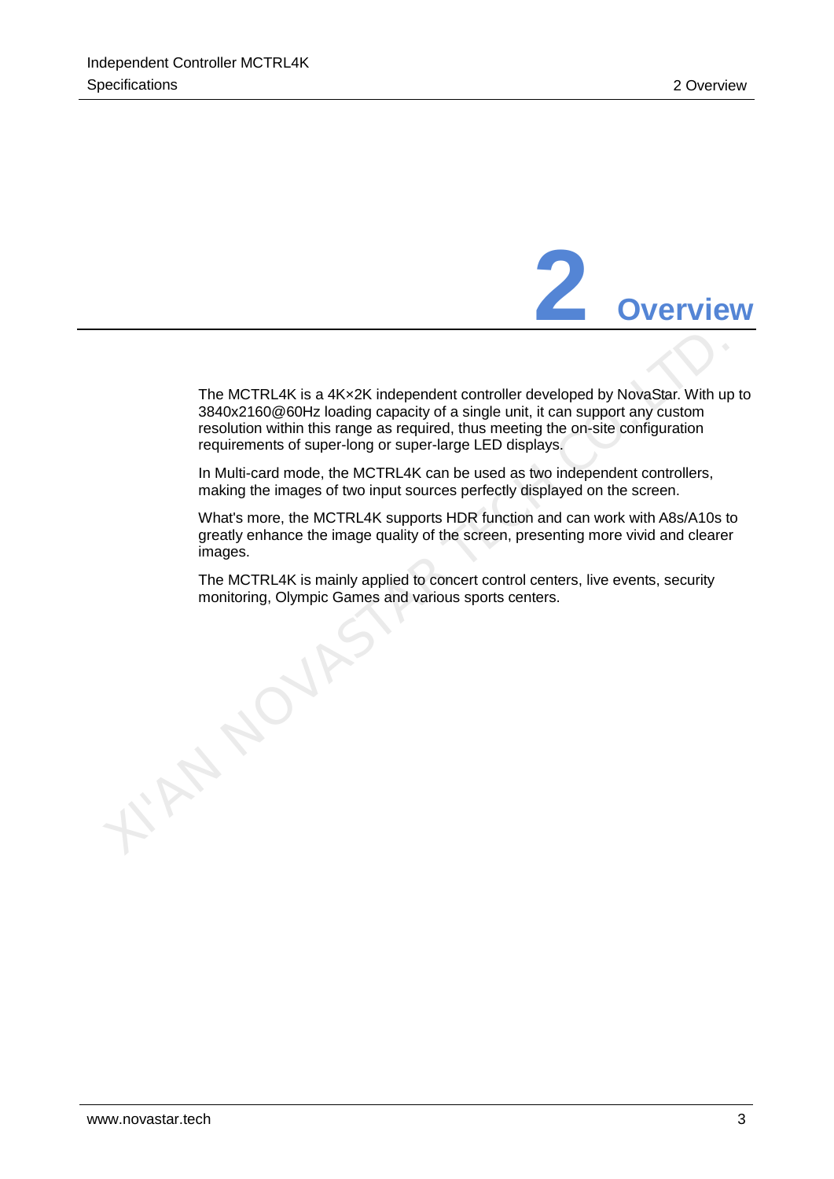# 2 Overview

The MCTRL4K is a 4K×2K independent controller developed by NovaStar. With up to 3840x2160@60Hz loading capacity of a single unit, it can support any custom resolution within this range as required, thus meeting the on-site configuration requirements of super-long or super-large LED displays.

In Multi-card mode, the MCTRL4K can be used as two independent controllers, making the images of two input sources perfectly displayed on the screen.

What's more, the MCTRL4K supports HDR function and can work with A8s/A10s to greatly enhance the image quality of the screen, presenting more vivid and clearer images.

The MCTRL4K is mainly applied to concert control centers, live events, security monitoring, Olympic Games and various sports centers.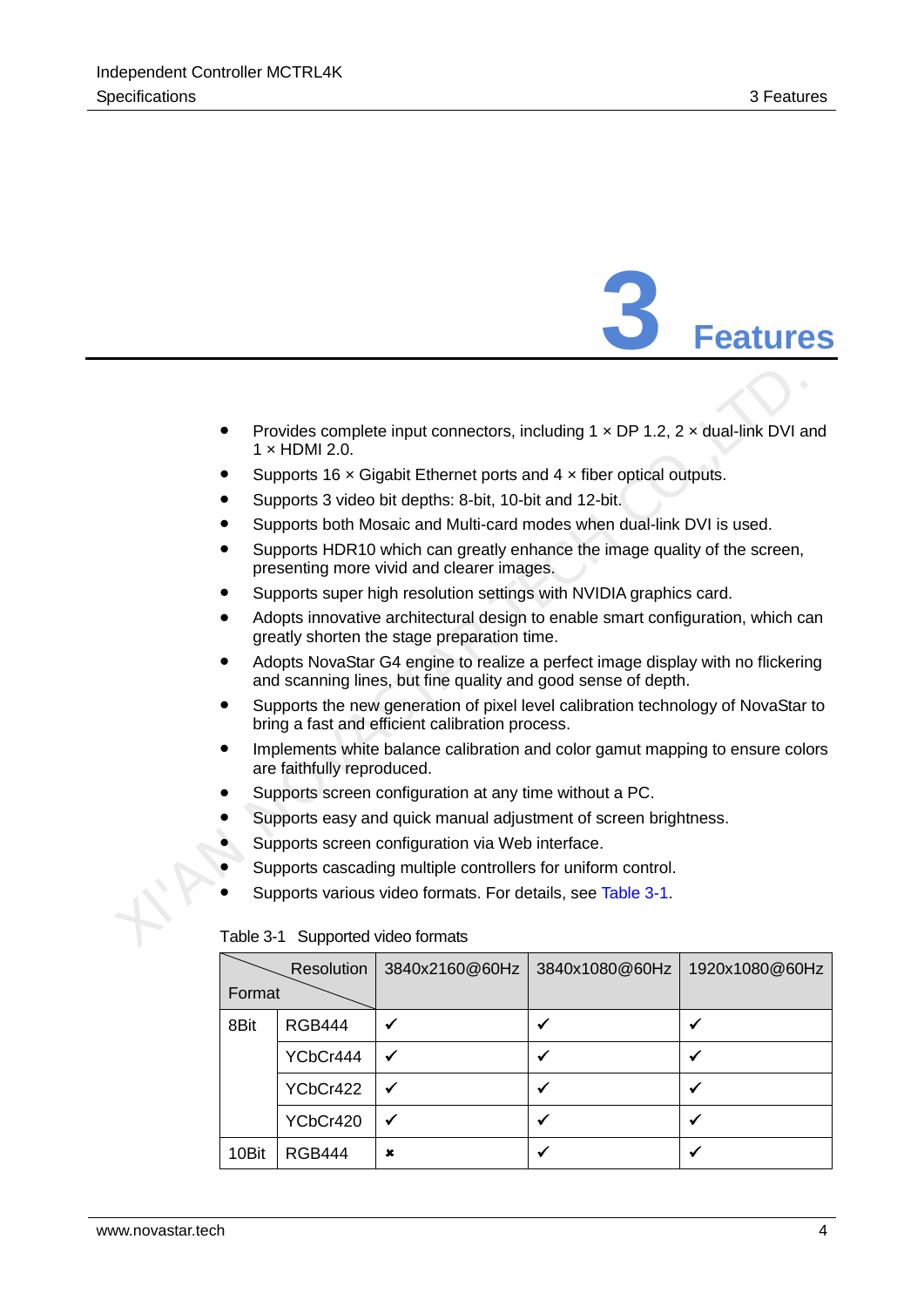# 3 Features

- Provides complete input connectors, including 1 × DP 1.2, 2 × dual-link DVI and 1 × HDMI 2.0.
- Supports 16 × Gigabit Ethernet ports and 4 × fiber optical outputs.
- Supports 3 video bit depths: 8-bit, 10-bit and 12-bit.
- Supports both Mosaic and Multi-card modes when dual-link DVI is used.
- Supports HDR10 which can greatly enhance the image quality of the screen, presenting more vivid and clearer images.
- Supports super high resolution settings with NVIDIA graphics card.
- Adopts innovative architectural design to enable smart configuration, which can greatly shorten the stage preparation time.
- Adopts NovaStar G4 engine to realize a perfect image display with no flickering and scanning lines, but fine quality and good sense of depth.
- Supports the new generation of pixel level calibration technology of NovaStar to bring a fast and efficient calibration process.
- Implements white balance calibration and color gamut mapping to ensure colors are faithfully reproduced.
- Supports screen configuration at any time without a PC.
- Supports easy and quick manual adjustment of screen brightness.
- Supports screen configuration via Web interface.
- Supports cascading multiple controllers for uniform control.
- Supports various video formats. For details, see Table 3-1.

Table 3-1 Supported video formats

| Format \ Resolution | | 3840x2160@60Hz | 3840x1080@60Hz | 1920x1080@60Hz |
|---|---|---|---|---|
| 8Bit | RGB444 | ✓ | ✓ | ✓ |
| | YCbCr444 | ✓ | ✓ | ✓ |
| | YCbCr422 | ✓ | ✓ | ✓ |
| | YCbCr420 | ✓ | ✓ | ✓ |
| 10Bit | RGB444 | ✖ | ✓ | ✓ |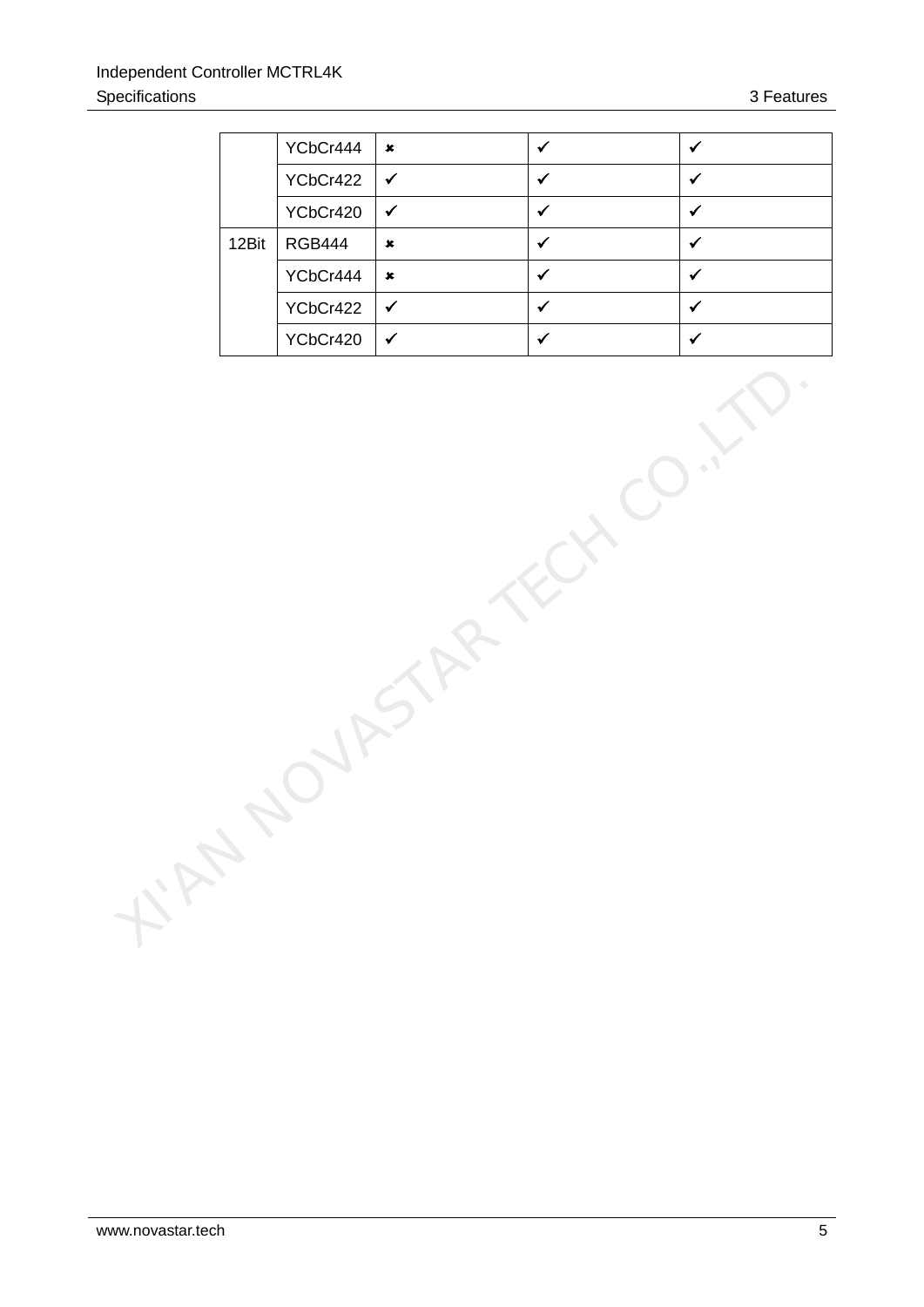| | | | | |
|---|---|---|---|---|
| | YCbCr444 | ✖ | ✔ | ✔ |
| | YCbCr422 | ✔ | ✔ | ✔ |
| | YCbCr420 | ✔ | ✔ | ✔ |
| 12Bit | RGB444 | ✖ | ✔ | ✔ |
| | YCbCr444 | ✖ | ✔ | ✔ |
| | YCbCr422 | ✔ | ✔ | ✔ |
| | YCbCr420 | ✔ | ✔ | ✔ |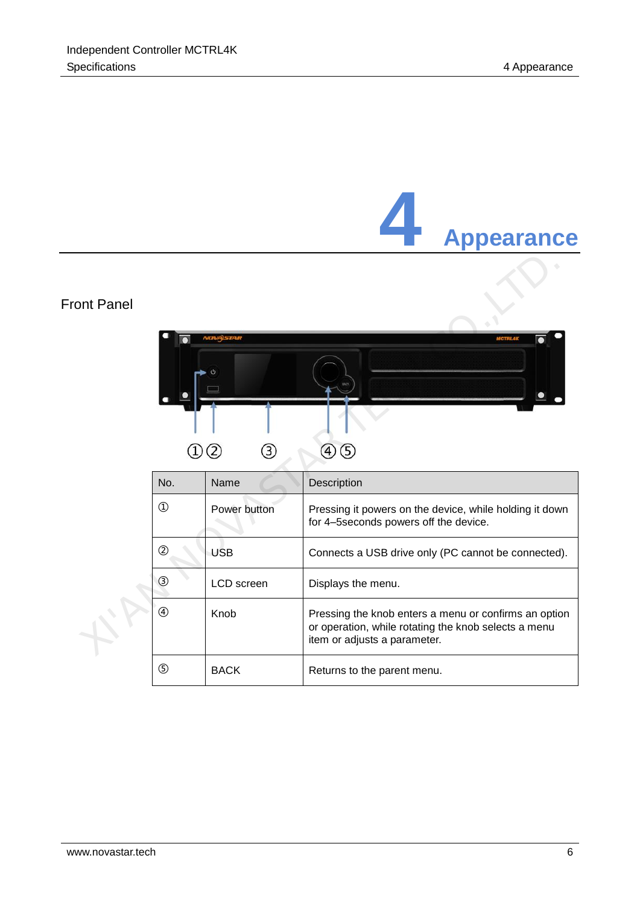# 4 Appearance

## Front Panel

| No. | Name | Description |
|---|---|---|
| ① | Power button | Pressing it powers on the device, while holding it down for 4–5seconds powers off the device. |
| ② | USB | Connects a USB drive only (PC cannot be connected). |
| ③ | LCD screen | Displays the menu. |
| ④ | Knob | Pressing the knob enters a menu or confirms an option or operation, while rotating the knob selects a menu item or adjusts a parameter. |
| ⑤ | BACK | Returns to the parent menu. |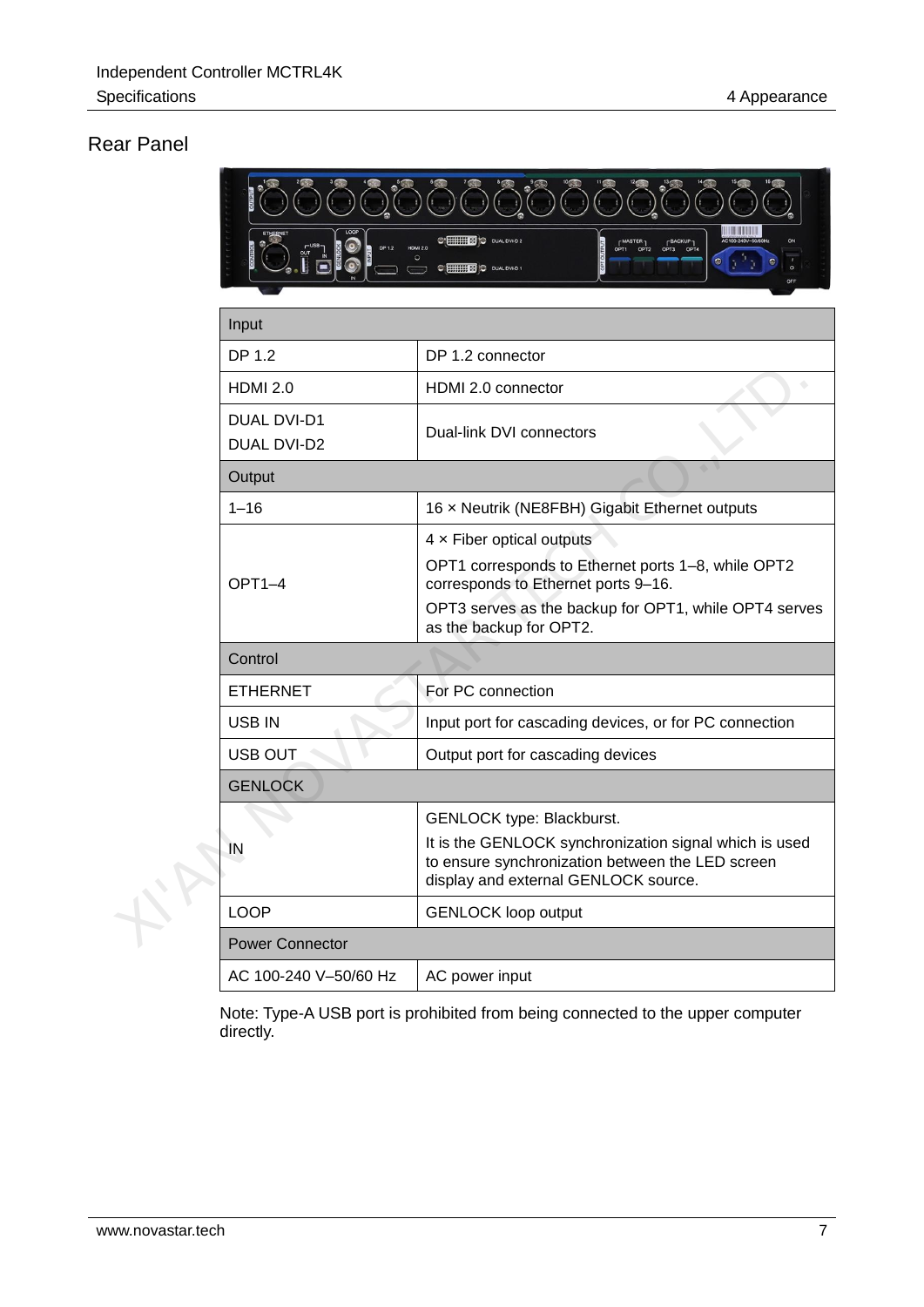## Rear Panel

| Input | |
|---|---|
| DP 1.2 | DP 1.2 connector |
| HDMI 2.0 | HDMI 2.0 connector |
| DUAL DVI-D1<br>DUAL DVI-D2 | Dual-link DVI connectors |
| **Output** | |
| 1–16 | 16 × Neutrik (NE8FBH) Gigabit Ethernet outputs |
| OPT1–4 | 4 × Fiber optical outputs<br>OPT1 corresponds to Ethernet ports 1–8, while OPT2 corresponds to Ethernet ports 9–16.<br>OPT3 serves as the backup for OPT1, while OPT4 serves as the backup for OPT2. |
| **Control** | |
| ETHERNET | For PC connection |
| USB IN | Input port for cascading devices, or for PC connection |
| USB OUT | Output port for cascading devices |
| **GENLOCK** | |
| IN | GENLOCK type: Blackburst.<br>It is the GENLOCK synchronization signal which is used to ensure synchronization between the LED screen display and external GENLOCK source. |
| LOOP | GENLOCK loop output |
| **Power Connector** | |
| AC 100-240 V–50/60 Hz | AC power input |

Note: Type-A USB port is prohibited from being connected to the upper computer directly.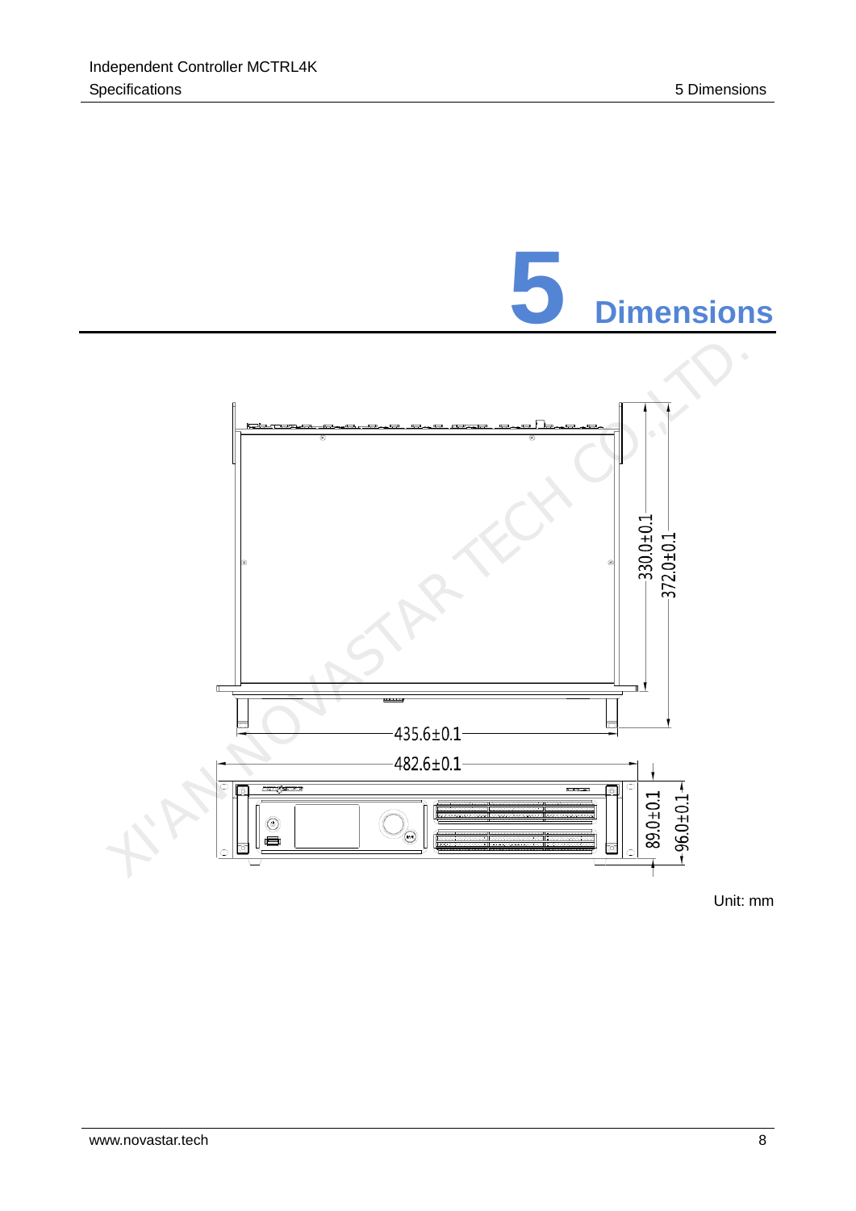# 5 Dimensions

Unit: mm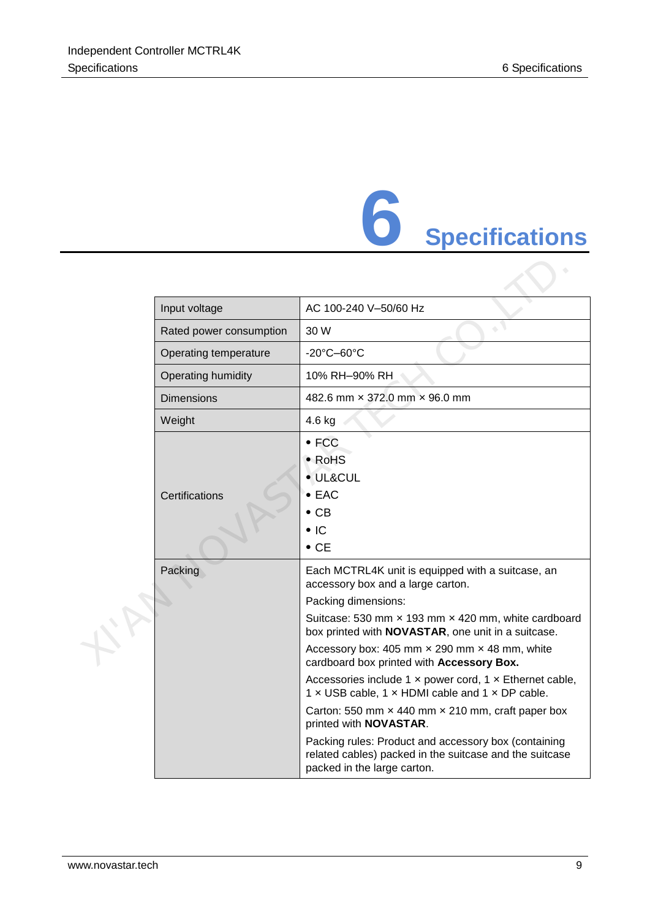# 6 Specifications

| | |
|---|---|
| Input voltage | AC 100-240 V–50/60 Hz |
| Rated power consumption | 30 W |
| Operating temperature | -20°C–60°C |
| Operating humidity | 10% RH–90% RH |
| Dimensions | 482.6 mm × 372.0 mm × 96.0 mm |
| Weight | 4.6 kg |
| Certifications | • FCC<br>• RoHS<br>• UL&CUL<br>• EAC<br>• CB<br>• IC<br>• CE |
| Packing | Each MCTRL4K unit is equipped with a suitcase, an accessory box and a large carton.<br>Packing dimensions:<br>Suitcase: 530 mm × 193 mm × 420 mm, white cardboard box printed with **NOVASTAR**, one unit in a suitcase.<br>Accessory box: 405 mm × 290 mm × 48 mm, white cardboard box printed with **Accessory Box.**<br>Accessories include 1 × power cord, 1 × Ethernet cable, 1 × USB cable, 1 × HDMI cable and 1 × DP cable.<br>Carton: 550 mm × 440 mm × 210 mm, craft paper box printed with **NOVASTAR**.<br>Packing rules: Product and accessory box (containing related cables) packed in the suitcase and the suitcase packed in the large carton. |